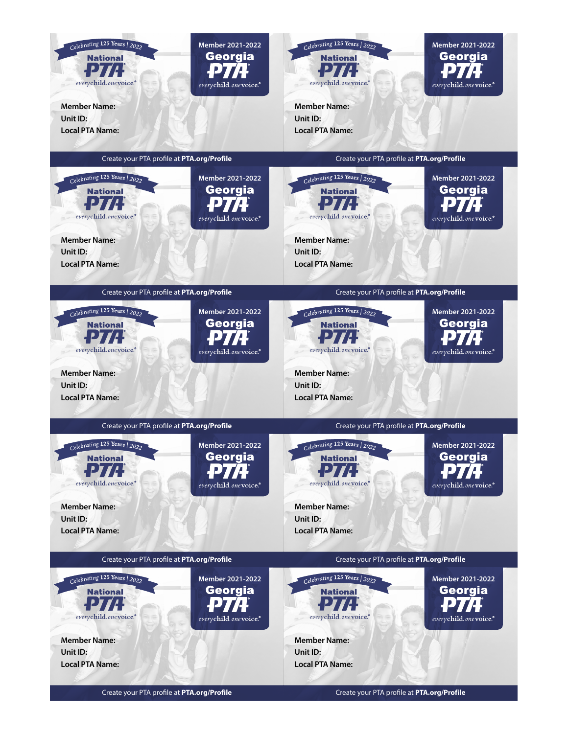Celebrating 125 Years | 2022
**National PTA**
everychild. onevoice.®

**Member 2021-2022**
**Georgia PTA**
everychild. onevoice.®

**Member Name:**
**Unit ID:**
**Local PTA Name:**

Create your PTA profile at **PTA.org/Profile**

---

Celebrating 125 Years | 2022
**National PTA**
everychild. onevoice.®

**Member 2021-2022**
**Georgia PTA**
everychild. onevoice.®

**Member Name:**
**Unit ID:**
**Local PTA Name:**

Create your PTA profile at **PTA.org/Profile**

---

Celebrating 125 Years | 2022
**National PTA**
everychild. onevoice.®

**Member 2021-2022**
**Georgia PTA**
everychild. onevoice.®

**Member Name:**
**Unit ID:**
**Local PTA Name:**

Create your PTA profile at **PTA.org/Profile**

---

Celebrating 125 Years | 2022
**National PTA**
everychild. onevoice.®

**Member 2021-2022**
**Georgia PTA**
everychild. onevoice.®

**Member Name:**
**Unit ID:**
**Local PTA Name:**

Create your PTA profile at **PTA.org/Profile**

---

Celebrating 125 Years | 2022
**National PTA**
everychild. onevoice.®

**Member 2021-2022**
**Georgia PTA**
everychild. onevoice.®

**Member Name:**
**Unit ID:**
**Local PTA Name:**

Create your PTA profile at **PTA.org/Profile**

---

Celebrating 125 Years | 2022
**National PTA**
everychild. onevoice.®

**Member 2021-2022**
**Georgia PTA**
everychild. onevoice.®

**Member Name:**
**Unit ID:**
**Local PTA Name:**

Create your PTA profile at **PTA.org/Profile**

---

Celebrating 125 Years | 2022
**National PTA**
everychild. onevoice.®

**Member 2021-2022**
**Georgia PTA**
everychild. onevoice.®

**Member Name:**
**Unit ID:**
**Local PTA Name:**

Create your PTA profile at **PTA.org/Profile**

---

Celebrating 125 Years | 2022
**National PTA**
everychild. onevoice.®

**Member 2021-2022**
**Georgia PTA**
everychild. onevoice.®

**Member Name:**
**Unit ID:**
**Local PTA Name:**

Create your PTA profile at **PTA.org/Profile**

---

Celebrating 125 Years | 2022
**National PTA**
everychild. onevoice.®

**Member 2021-2022**
**Georgia PTA**
everychild. onevoice.®

**Member Name:**
**Unit ID:**
**Local PTA Name:**

Create your PTA profile at **PTA.org/Profile**

---

Celebrating 125 Years | 2022
**National PTA**
everychild. onevoice.®

**Member 2021-2022**
**Georgia PTA**
everychild. onevoice.®

**Member Name:**
**Unit ID:**
**Local PTA Name:**

Create your PTA profile at **PTA.org/Profile**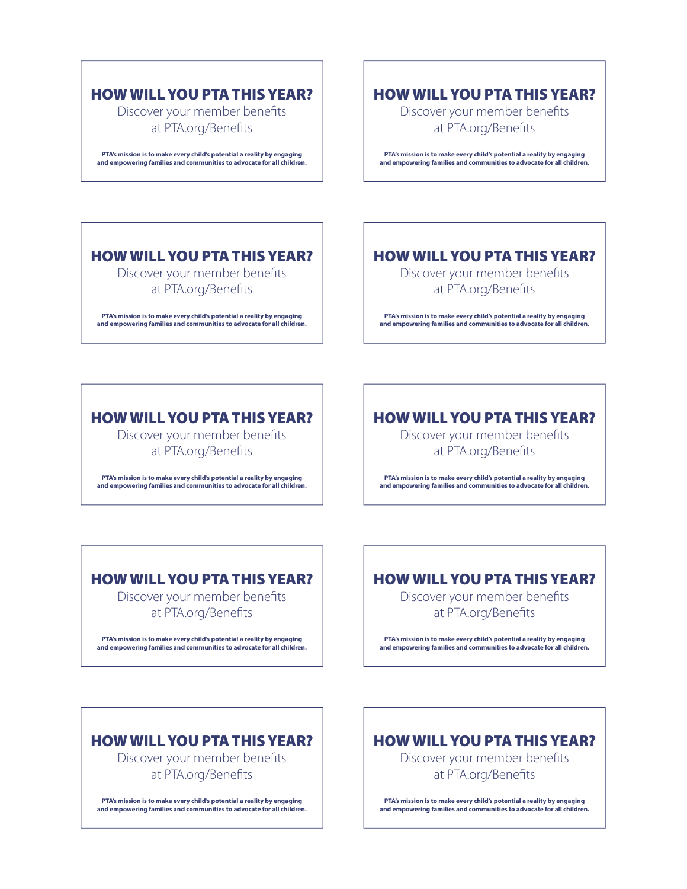**HOW WILL YOU PTA THIS YEAR?**

Discover your member benefits
at PTA.org/Benefits

**PTA's mission is to make every child's potential a reality by engaging and empowering families and communities to advocate for all children.**

**HOW WILL YOU PTA THIS YEAR?**

Discover your member benefits
at PTA.org/Benefits

**PTA's mission is to make every child's potential a reality by engaging and empowering families and communities to advocate for all children.**

**HOW WILL YOU PTA THIS YEAR?**

Discover your member benefits
at PTA.org/Benefits

**PTA's mission is to make every child's potential a reality by engaging and empowering families and communities to advocate for all children.**

**HOW WILL YOU PTA THIS YEAR?**

Discover your member benefits
at PTA.org/Benefits

**PTA's mission is to make every child's potential a reality by engaging and empowering families and communities to advocate for all children.**

**HOW WILL YOU PTA THIS YEAR?**

Discover your member benefits
at PTA.org/Benefits

**PTA's mission is to make every child's potential a reality by engaging and empowering families and communities to advocate for all children.**

**HOW WILL YOU PTA THIS YEAR?**

Discover your member benefits
at PTA.org/Benefits

**PTA's mission is to make every child's potential a reality by engaging and empowering families and communities to advocate for all children.**

**HOW WILL YOU PTA THIS YEAR?**

Discover your member benefits
at PTA.org/Benefits

**PTA's mission is to make every child's potential a reality by engaging and empowering families and communities to advocate for all children.**

**HOW WILL YOU PTA THIS YEAR?**

Discover your member benefits
at PTA.org/Benefits

**PTA's mission is to make every child's potential a reality by engaging and empowering families and communities to advocate for all children.**

**HOW WILL YOU PTA THIS YEAR?**

Discover your member benefits
at PTA.org/Benefits

**PTA's mission is to make every child's potential a reality by engaging and empowering families and communities to advocate for all children.**

**HOW WILL YOU PTA THIS YEAR?**

Discover your member benefits
at PTA.org/Benefits

**PTA's mission is to make every child's potential a reality by engaging and empowering families and communities to advocate for all children.**